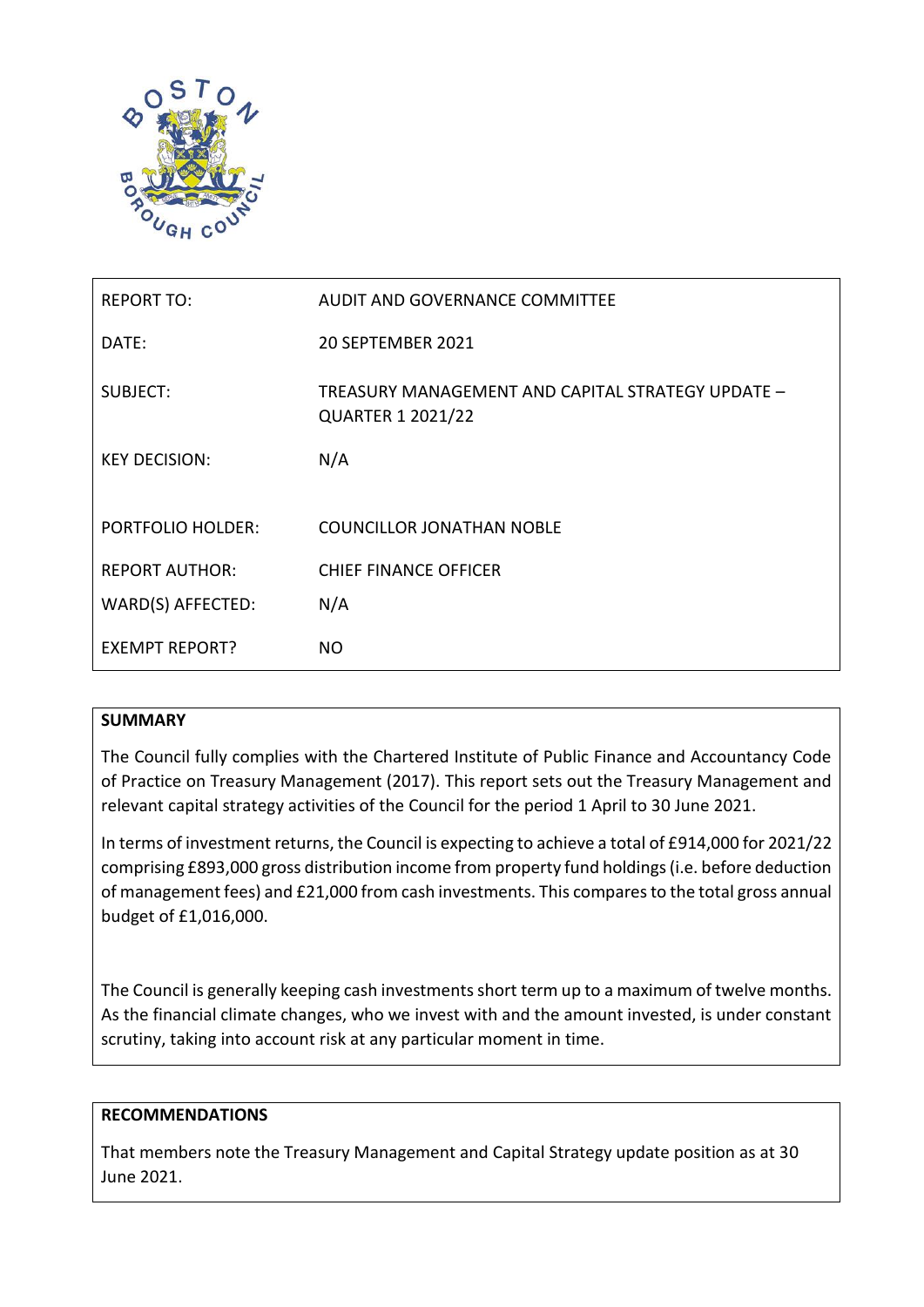| REPORT TO: | AUDIT AND GOVERNANCE COMMITTEE |
|---|---|
| DATE: | 20 SEPTEMBER 2021 |
| SUBJECT: | TREASURY MANAGEMENT AND CAPITAL STRATEGY UPDATE – QUARTER 1 2021/22 |
| KEY DECISION: | N/A |
| PORTFOLIO HOLDER: | COUNCILLOR JONATHAN NOBLE |
| REPORT AUTHOR: | CHIEF FINANCE OFFICER |
| WARD(S) AFFECTED: | N/A |
| EXEMPT REPORT? | NO |

**SUMMARY**

The Council fully complies with the Chartered Institute of Public Finance and Accountancy Code of Practice on Treasury Management (2017). This report sets out the Treasury Management and relevant capital strategy activities of the Council for the period 1 April to 30 June 2021.

In terms of investment returns, the Council is expecting to achieve a total of £914,000 for 2021/22 comprising £893,000 gross distribution income from property fund holdings (i.e. before deduction of management fees) and £21,000 from cash investments. This compares to the total gross annual budget of £1,016,000.

The Council is generally keeping cash investments short term up to a maximum of twelve months. As the financial climate changes, who we invest with and the amount invested, is under constant scrutiny, taking into account risk at any particular moment in time.

**RECOMMENDATIONS**

That members note the Treasury Management and Capital Strategy update position as at 30 June 2021.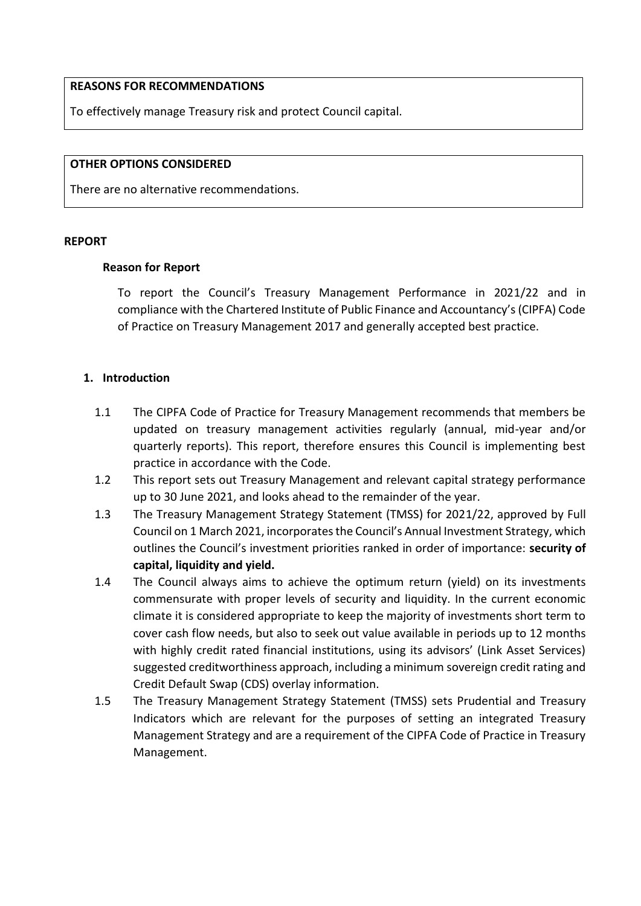**REASONS FOR RECOMMENDATIONS**

To effectively manage Treasury risk and protect Council capital.

**OTHER OPTIONS CONSIDERED**

There are no alternative recommendations.

**REPORT**

**Reason for Report**

To report the Council's Treasury Management Performance in 2021/22 and in compliance with the Chartered Institute of Public Finance and Accountancy's (CIPFA) Code of Practice on Treasury Management 2017 and generally accepted best practice.

## 1. Introduction

1.1 The CIPFA Code of Practice for Treasury Management recommends that members be updated on treasury management activities regularly (annual, mid-year and/or quarterly reports). This report, therefore ensures this Council is implementing best practice in accordance with the Code.

1.2 This report sets out Treasury Management and relevant capital strategy performance up to 30 June 2021, and looks ahead to the remainder of the year.

1.3 The Treasury Management Strategy Statement (TMSS) for 2021/22, approved by Full Council on 1 March 2021, incorporates the Council's Annual Investment Strategy, which outlines the Council's investment priorities ranked in order of importance: **security of capital, liquidity and yield.**

1.4 The Council always aims to achieve the optimum return (yield) on its investments commensurate with proper levels of security and liquidity. In the current economic climate it is considered appropriate to keep the majority of investments short term to cover cash flow needs, but also to seek out value available in periods up to 12 months with highly credit rated financial institutions, using its advisors' (Link Asset Services) suggested creditworthiness approach, including a minimum sovereign credit rating and Credit Default Swap (CDS) overlay information.

1.5 The Treasury Management Strategy Statement (TMSS) sets Prudential and Treasury Indicators which are relevant for the purposes of setting an integrated Treasury Management Strategy and are a requirement of the CIPFA Code of Practice in Treasury Management.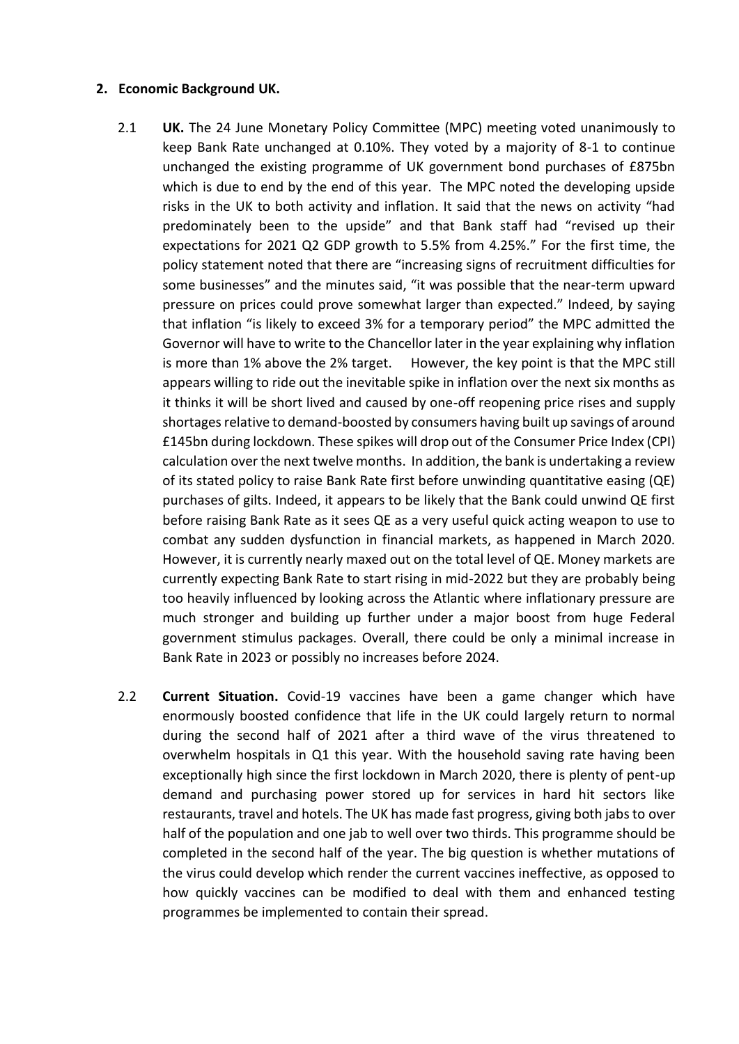## 2. Economic Background UK.

2.1 **UK.** The 24 June Monetary Policy Committee (MPC) meeting voted unanimously to keep Bank Rate unchanged at 0.10%. They voted by a majority of 8-1 to continue unchanged the existing programme of UK government bond purchases of £875bn which is due to end by the end of this year. The MPC noted the developing upside risks in the UK to both activity and inflation. It said that the news on activity "had predominately been to the upside" and that Bank staff had "revised up their expectations for 2021 Q2 GDP growth to 5.5% from 4.25%." For the first time, the policy statement noted that there are "increasing signs of recruitment difficulties for some businesses" and the minutes said, "it was possible that the near-term upward pressure on prices could prove somewhat larger than expected." Indeed, by saying that inflation "is likely to exceed 3% for a temporary period" the MPC admitted the Governor will have to write to the Chancellor later in the year explaining why inflation is more than 1% above the 2% target. However, the key point is that the MPC still appears willing to ride out the inevitable spike in inflation over the next six months as it thinks it will be short lived and caused by one-off reopening price rises and supply shortages relative to demand-boosted by consumers having built up savings of around £145bn during lockdown. These spikes will drop out of the Consumer Price Index (CPI) calculation over the next twelve months. In addition, the bank is undertaking a review of its stated policy to raise Bank Rate first before unwinding quantitative easing (QE) purchases of gilts. Indeed, it appears to be likely that the Bank could unwind QE first before raising Bank Rate as it sees QE as a very useful quick acting weapon to use to combat any sudden dysfunction in financial markets, as happened in March 2020. However, it is currently nearly maxed out on the total level of QE. Money markets are currently expecting Bank Rate to start rising in mid-2022 but they are probably being too heavily influenced by looking across the Atlantic where inflationary pressure are much stronger and building up further under a major boost from huge Federal government stimulus packages. Overall, there could be only a minimal increase in Bank Rate in 2023 or possibly no increases before 2024.

2.2 **Current Situation.** Covid-19 vaccines have been a game changer which have enormously boosted confidence that life in the UK could largely return to normal during the second half of 2021 after a third wave of the virus threatened to overwhelm hospitals in Q1 this year. With the household saving rate having been exceptionally high since the first lockdown in March 2020, there is plenty of pent-up demand and purchasing power stored up for services in hard hit sectors like restaurants, travel and hotels. The UK has made fast progress, giving both jabs to over half of the population and one jab to well over two thirds. This programme should be completed in the second half of the year. The big question is whether mutations of the virus could develop which render the current vaccines ineffective, as opposed to how quickly vaccines can be modified to deal with them and enhanced testing programmes be implemented to contain their spread.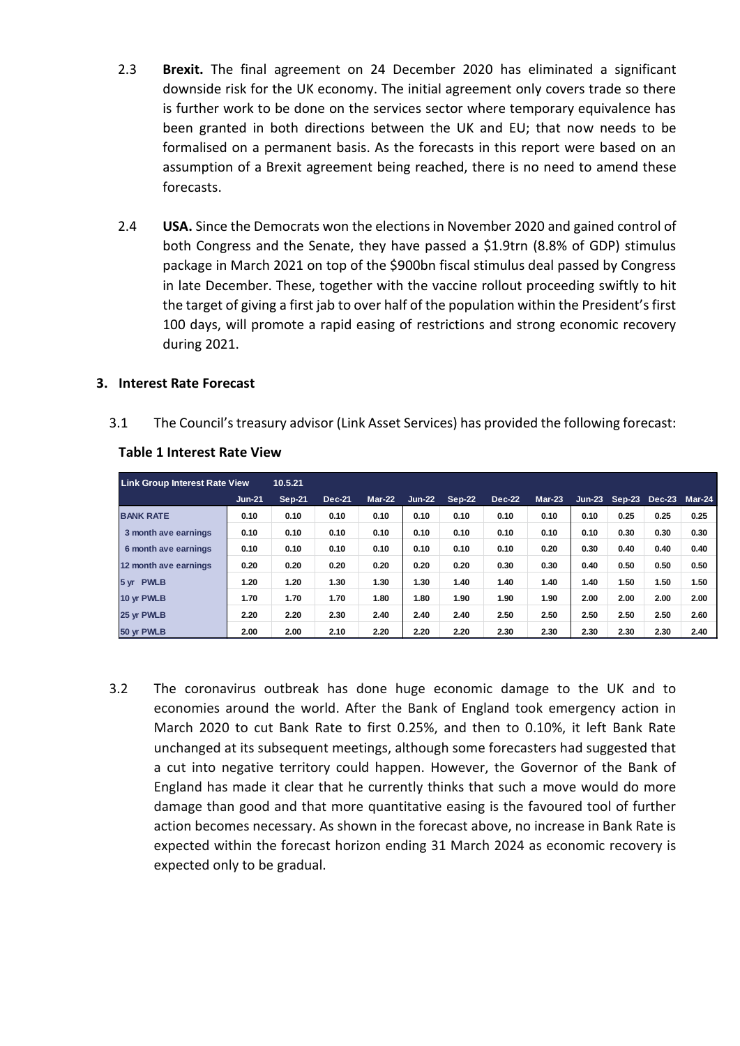2.3 **Brexit.** The final agreement on 24 December 2020 has eliminated a significant downside risk for the UK economy. The initial agreement only covers trade so there is further work to be done on the services sector where temporary equivalence has been granted in both directions between the UK and EU; that now needs to be formalised on a permanent basis. As the forecasts in this report were based on an assumption of a Brexit agreement being reached, there is no need to amend these forecasts.

2.4 **USA.** Since the Democrats won the elections in November 2020 and gained control of both Congress and the Senate, they have passed a $1.9trn (8.8% of GDP) stimulus package in March 2021 on top of the $900bn fiscal stimulus deal passed by Congress in late December. These, together with the vaccine rollout proceeding swiftly to hit the target of giving a first jab to over half of the population within the President's first 100 days, will promote a rapid easing of restrictions and strong economic recovery during 2021.

## 3. Interest Rate Forecast

3.1 The Council's treasury advisor (Link Asset Services) has provided the following forecast:

**Table 1 Interest Rate View**

| Link Group Interest Rate View | 10.5.21 | | | | | | | | | | | |
|---|---|---|---|---|---|---|---|---|---|---|---|---|
| | Jun-21 | Sep-21 | Dec-21 | Mar-22 | Jun-22 | Sep-22 | Dec-22 | Mar-23 | Jun-23 | Sep-23 | Dec-23 | Mar-24 |
| BANK RATE | 0.10 | 0.10 | 0.10 | 0.10 | 0.10 | 0.10 | 0.10 | 0.10 | 0.10 | 0.25 | 0.25 | 0.25 |
| 3 month ave earnings | 0.10 | 0.10 | 0.10 | 0.10 | 0.10 | 0.10 | 0.10 | 0.10 | 0.10 | 0.30 | 0.30 | 0.30 |
| 6 month ave earnings | 0.10 | 0.10 | 0.10 | 0.10 | 0.10 | 0.10 | 0.10 | 0.20 | 0.30 | 0.40 | 0.40 | 0.40 |
| 12 month ave earnings | 0.20 | 0.20 | 0.20 | 0.20 | 0.20 | 0.20 | 0.30 | 0.30 | 0.40 | 0.50 | 0.50 | 0.50 |
| 5 yr PWLB | 1.20 | 1.20 | 1.30 | 1.30 | 1.30 | 1.40 | 1.40 | 1.40 | 1.40 | 1.50 | 1.50 | 1.50 |
| 10 yr PWLB | 1.70 | 1.70 | 1.70 | 1.80 | 1.80 | 1.90 | 1.90 | 1.90 | 2.00 | 2.00 | 2.00 | 2.00 |
| 25 yr PWLB | 2.20 | 2.20 | 2.30 | 2.40 | 2.40 | 2.40 | 2.50 | 2.50 | 2.50 | 2.50 | 2.50 | 2.60 |
| 50 yr PWLB | 2.00 | 2.00 | 2.10 | 2.20 | 2.20 | 2.20 | 2.30 | 2.30 | 2.30 | 2.30 | 2.30 | 2.40 |

3.2 The coronavirus outbreak has done huge economic damage to the UK and to economies around the world. After the Bank of England took emergency action in March 2020 to cut Bank Rate to first 0.25%, and then to 0.10%, it left Bank Rate unchanged at its subsequent meetings, although some forecasters had suggested that a cut into negative territory could happen. However, the Governor of the Bank of England has made it clear that he currently thinks that such a move would do more damage than good and that more quantitative easing is the favoured tool of further action becomes necessary. As shown in the forecast above, no increase in Bank Rate is expected within the forecast horizon ending 31 March 2024 as economic recovery is expected only to be gradual.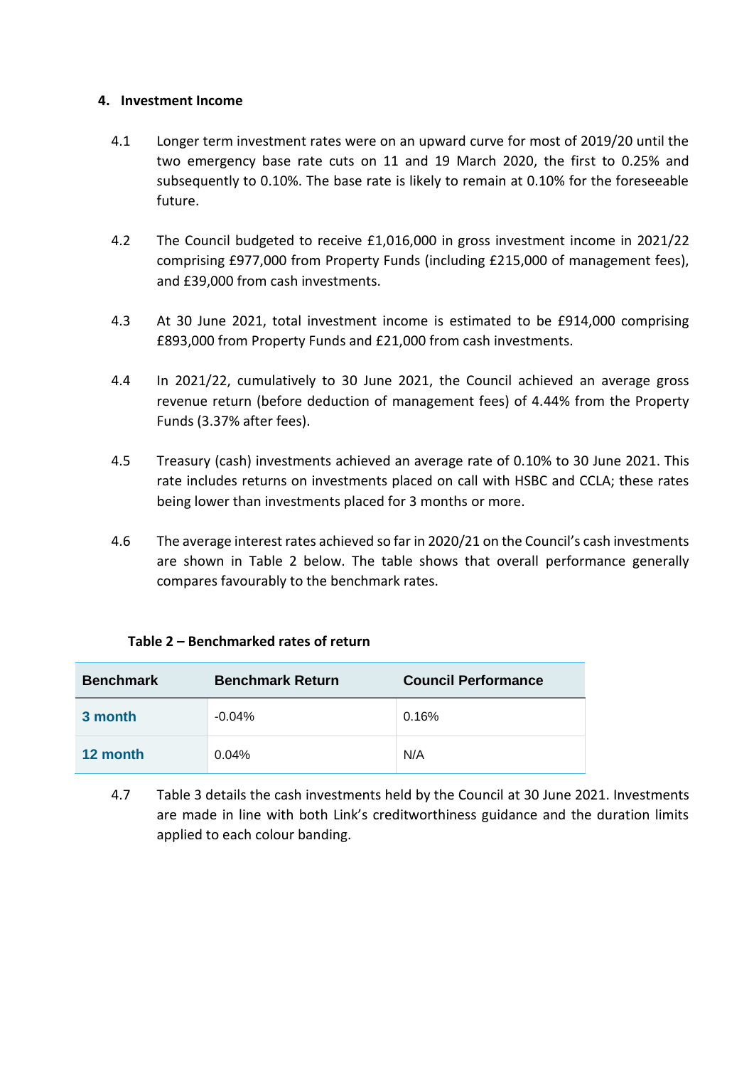## 4. Investment Income

4.1 Longer term investment rates were on an upward curve for most of 2019/20 until the two emergency base rate cuts on 11 and 19 March 2020, the first to 0.25% and subsequently to 0.10%. The base rate is likely to remain at 0.10% for the foreseeable future.

4.2 The Council budgeted to receive £1,016,000 in gross investment income in 2021/22 comprising £977,000 from Property Funds (including £215,000 of management fees), and £39,000 from cash investments.

4.3 At 30 June 2021, total investment income is estimated to be £914,000 comprising £893,000 from Property Funds and £21,000 from cash investments.

4.4 In 2021/22, cumulatively to 30 June 2021, the Council achieved an average gross revenue return (before deduction of management fees) of 4.44% from the Property Funds (3.37% after fees).

4.5 Treasury (cash) investments achieved an average rate of 0.10% to 30 June 2021. This rate includes returns on investments placed on call with HSBC and CCLA; these rates being lower than investments placed for 3 months or more.

4.6 The average interest rates achieved so far in 2020/21 on the Council's cash investments are shown in Table 2 below. The table shows that overall performance generally compares favourably to the benchmark rates.

**Table 2 – Benchmarked rates of return**

| Benchmark | Benchmark Return | Council Performance |
|---|---|---|
| 3 month | -0.04% | 0.16% |
| 12 month | 0.04% | N/A |

4.7 Table 3 details the cash investments held by the Council at 30 June 2021. Investments are made in line with both Link's creditworthiness guidance and the duration limits applied to each colour banding.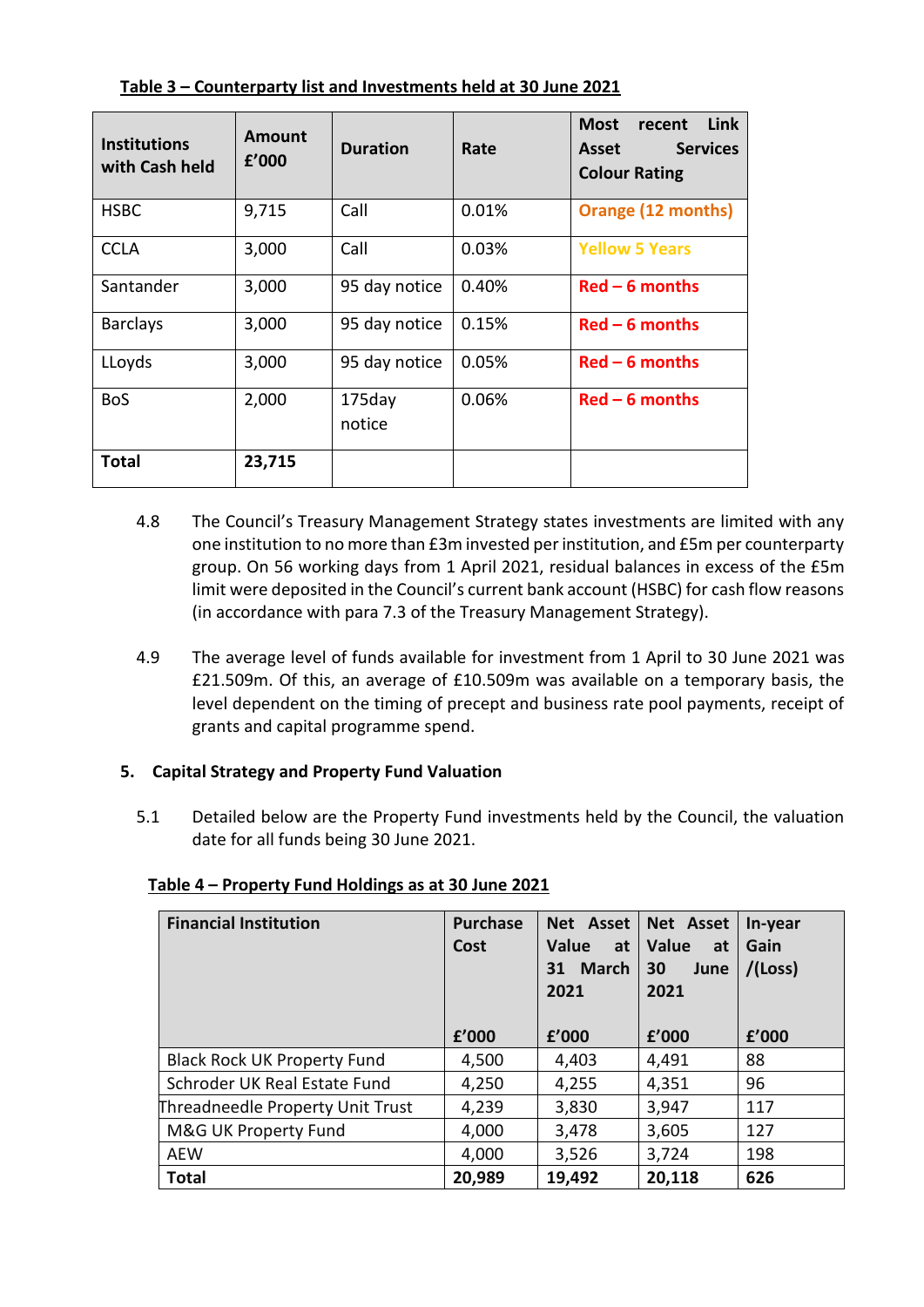**Table 3 – Counterparty list and Investments held at 30 June 2021**

| Institutions with Cash held | Amount £'000 | Duration | Rate | Most recent Link Asset Services Colour Rating |
|---|---|---|---|---|
| HSBC | 9,715 | Call | 0.01% | Orange (12 months) |
| CCLA | 3,000 | Call | 0.03% | Yellow 5 Years |
| Santander | 3,000 | 95 day notice | 0.40% | Red – 6 months |
| Barclays | 3,000 | 95 day notice | 0.15% | Red – 6 months |
| LLoyds | 3,000 | 95 day notice | 0.05% | Red – 6 months |
| BoS | 2,000 | 175day notice | 0.06% | Red – 6 months |
| **Total** | **23,715** | | | |

4.8 The Council's Treasury Management Strategy states investments are limited with any one institution to no more than £3m invested per institution, and £5m per counterparty group. On 56 working days from 1 April 2021, residual balances in excess of the £5m limit were deposited in the Council's current bank account (HSBC) for cash flow reasons (in accordance with para 7.3 of the Treasury Management Strategy).

4.9 The average level of funds available for investment from 1 April to 30 June 2021 was £21.509m. Of this, an average of £10.509m was available on a temporary basis, the level dependent on the timing of precept and business rate pool payments, receipt of grants and capital programme spend.

## 5. Capital Strategy and Property Fund Valuation

5.1 Detailed below are the Property Fund investments held by the Council, the valuation date for all funds being 30 June 2021.

**Table 4 – Property Fund Holdings as at 30 June 2021**

| Financial Institution | Purchase Cost £'000 | Net Asset Value at 31 March 2021 £'000 | Net Asset Value at 30 June 2021 £'000 | In-year Gain /(Loss) £'000 |
|---|---|---|---|---|
| Black Rock UK Property Fund | 4,500 | 4,403 | 4,491 | 88 |
| Schroder UK Real Estate Fund | 4,250 | 4,255 | 4,351 | 96 |
| Threadneedle Property Unit Trust | 4,239 | 3,830 | 3,947 | 117 |
| M&G UK Property Fund | 4,000 | 3,478 | 3,605 | 127 |
| AEW | 4,000 | 3,526 | 3,724 | 198 |
| **Total** | **20,989** | **19,492** | **20,118** | **626** |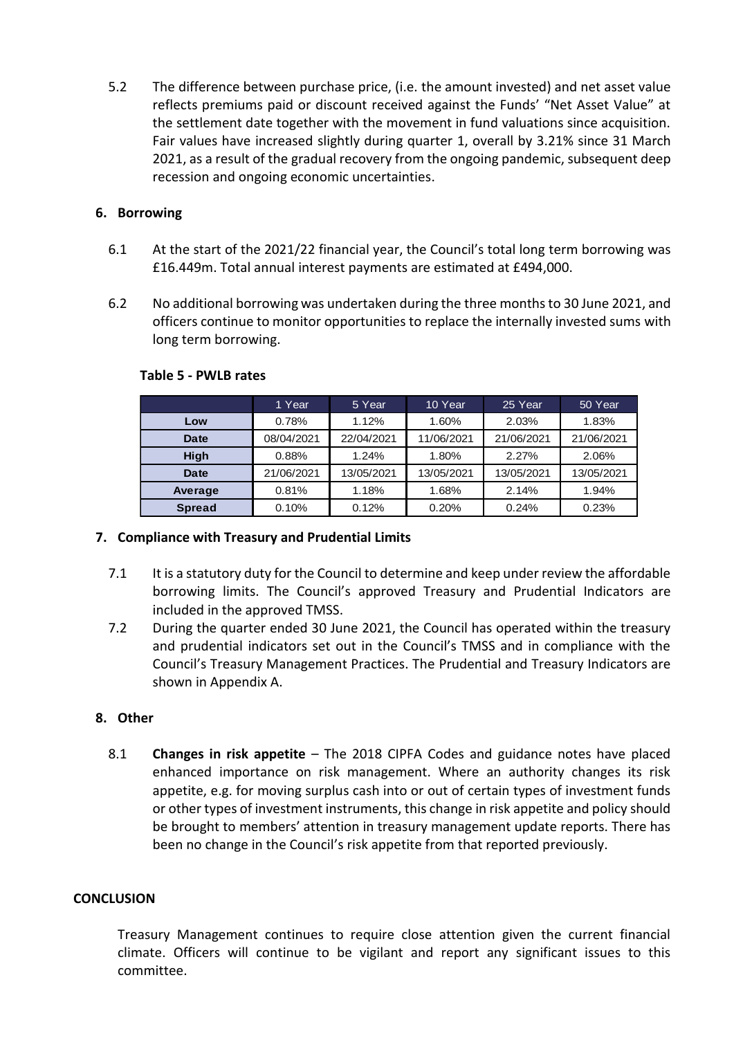5.2 The difference between purchase price, (i.e. the amount invested) and net asset value reflects premiums paid or discount received against the Funds' "Net Asset Value" at the settlement date together with the movement in fund valuations since acquisition. Fair values have increased slightly during quarter 1, overall by 3.21% since 31 March 2021, as a result of the gradual recovery from the ongoing pandemic, subsequent deep recession and ongoing economic uncertainties.

## 6. Borrowing

6.1 At the start of the 2021/22 financial year, the Council's total long term borrowing was £16.449m. Total annual interest payments are estimated at £494,000.

6.2 No additional borrowing was undertaken during the three months to 30 June 2021, and officers continue to monitor opportunities to replace the internally invested sums with long term borrowing.

**Table 5 - PWLB rates**

| | 1 Year | 5 Year | 10 Year | 25 Year | 50 Year |
|---|---|---|---|---|---|
| **Low** | 0.78% | 1.12% | 1.60% | 2.03% | 1.83% |
| **Date** | 08/04/2021 | 22/04/2021 | 11/06/2021 | 21/06/2021 | 21/06/2021 |
| **High** | 0.88% | 1.24% | 1.80% | 2.27% | 2.06% |
| **Date** | 21/06/2021 | 13/05/2021 | 13/05/2021 | 13/05/2021 | 13/05/2021 |
| **Average** | 0.81% | 1.18% | 1.68% | 2.14% | 1.94% |
| **Spread** | 0.10% | 0.12% | 0.20% | 0.24% | 0.23% |

## 7. Compliance with Treasury and Prudential Limits

7.1 It is a statutory duty for the Council to determine and keep under review the affordable borrowing limits. The Council's approved Treasury and Prudential Indicators are included in the approved TMSS.

7.2 During the quarter ended 30 June 2021, the Council has operated within the treasury and prudential indicators set out in the Council's TMSS and in compliance with the Council's Treasury Management Practices. The Prudential and Treasury Indicators are shown in Appendix A.

## 8. Other

8.1 **Changes in risk appetite** – The 2018 CIPFA Codes and guidance notes have placed enhanced importance on risk management. Where an authority changes its risk appetite, e.g. for moving surplus cash into or out of certain types of investment funds or other types of investment instruments, this change in risk appetite and policy should be brought to members' attention in treasury management update reports. There has been no change in the Council's risk appetite from that reported previously.

## CONCLUSION

Treasury Management continues to require close attention given the current financial climate. Officers will continue to be vigilant and report any significant issues to this committee.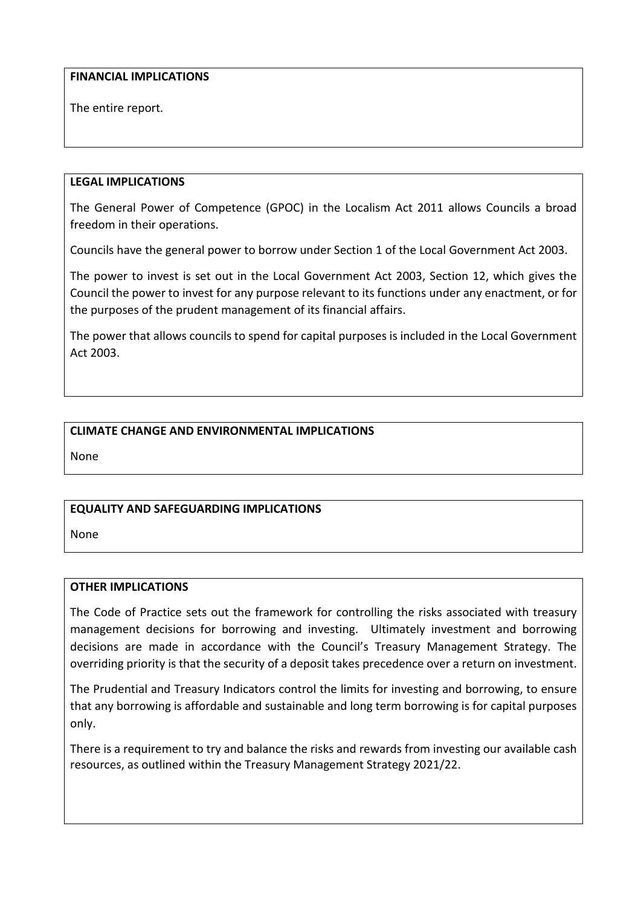**FINANCIAL IMPLICATIONS**

The entire report.

**LEGAL IMPLICATIONS**

The General Power of Competence (GPOC) in the Localism Act 2011 allows Councils a broad freedom in their operations.

Councils have the general power to borrow under Section 1 of the Local Government Act 2003.

The power to invest is set out in the Local Government Act 2003, Section 12, which gives the Council the power to invest for any purpose relevant to its functions under any enactment, or for the purposes of the prudent management of its financial affairs.

The power that allows councils to spend for capital purposes is included in the Local Government Act 2003.

**CLIMATE CHANGE AND ENVIRONMENTAL IMPLICATIONS**

None

**EQUALITY AND SAFEGUARDING IMPLICATIONS**

None

**OTHER IMPLICATIONS**

The Code of Practice sets out the framework for controlling the risks associated with treasury management decisions for borrowing and investing. Ultimately investment and borrowing decisions are made in accordance with the Council's Treasury Management Strategy. The overriding priority is that the security of a deposit takes precedence over a return on investment.

The Prudential and Treasury Indicators control the limits for investing and borrowing, to ensure that any borrowing is affordable and sustainable and long term borrowing is for capital purposes only.

There is a requirement to try and balance the risks and rewards from investing our available cash resources, as outlined within the Treasury Management Strategy 2021/22.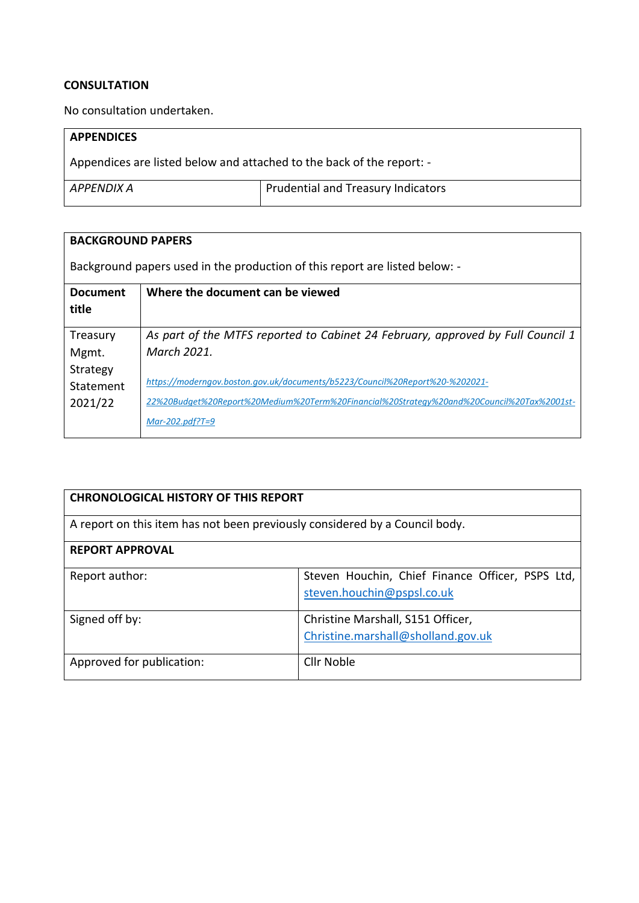**CONSULTATION**

No consultation undertaken.

| **APPENDICES** | |
|---|---|
| Appendices are listed below and attached to the back of the report: - | |
| *APPENDIX A* | Prudential and Treasury Indicators |

| **BACKGROUND PAPERS** | |
|---|---|
| Background papers used in the production of this report are listed below: - | |
| **Document title** | **Where the document can be viewed** |
| Treasury Mgmt. Strategy Statement 2021/22 | *As part of the MTFS reported to Cabinet 24 February, approved by Full Council 1 March 2021.* *https://moderngov.boston.gov.uk/documents/b5223/Council%20Report%20-%202021-22%20Budget%20Report%20Medium%20Term%20Financial%20Strategy%20and%20Council%20Tax%2001st-Mar-202.pdf?T=9* |

| **CHRONOLOGICAL HISTORY OF THIS REPORT** | |
|---|---|
| A report on this item has not been previously considered by a Council body. | |
| **REPORT APPROVAL** | |
| Report author: | Steven Houchin, Chief Finance Officer, PSPS Ltd, steven.houchin@pspsl.co.uk |
| Signed off by: | Christine Marshall, S151 Officer, Christine.marshall@sholland.gov.uk |
| Approved for publication: | Cllr Noble |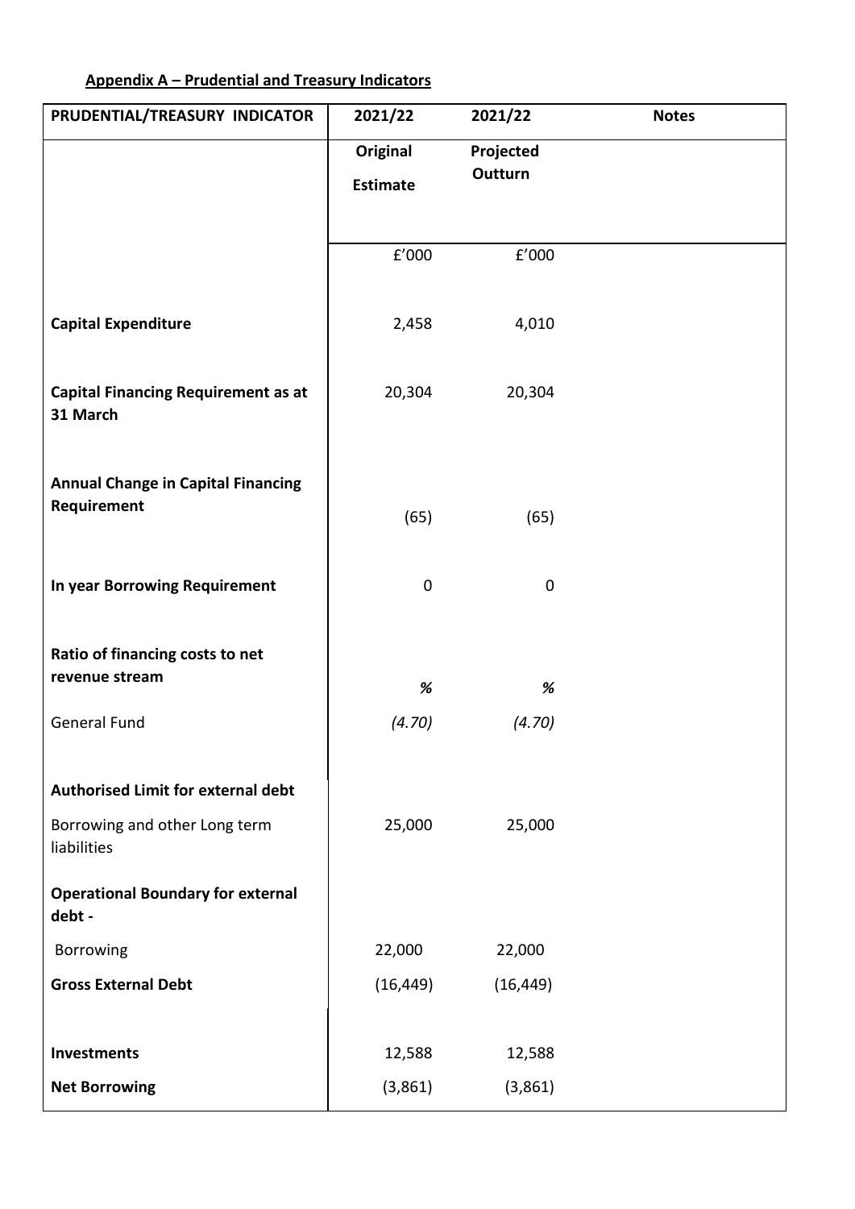**Appendix A – Prudential and Treasury Indicators**

| PRUDENTIAL/TREASURY INDICATOR | 2021/22 | 2021/22 | Notes |
|---|---|---|---|
| | Original Estimate | Projected Outturn | |
| | £'000 | £'000 | |
| **Capital Expenditure** | 2,458 | 4,010 | |
| **Capital Financing Requirement as at 31 March** | 20,304 | 20,304 | |
| **Annual Change in Capital Financing Requirement** | (65) | (65) | |
| **In year Borrowing Requirement** | 0 | 0 | |
| **Ratio of financing costs to net revenue stream** | *%* | *%* | |
| General Fund | *(4.70)* | *(4.70)* | |
| **Authorised Limit for external debt** | | | |
| Borrowing and other Long term liabilities | 25,000 | 25,000 | |
| **Operational Boundary for external debt -** | | | |
| Borrowing | 22,000 | 22,000 | |
| **Gross External Debt** | (16,449) | (16,449) | |
| **Investments** | 12,588 | 12,588 | |
| **Net Borrowing** | (3,861) | (3,861) | |